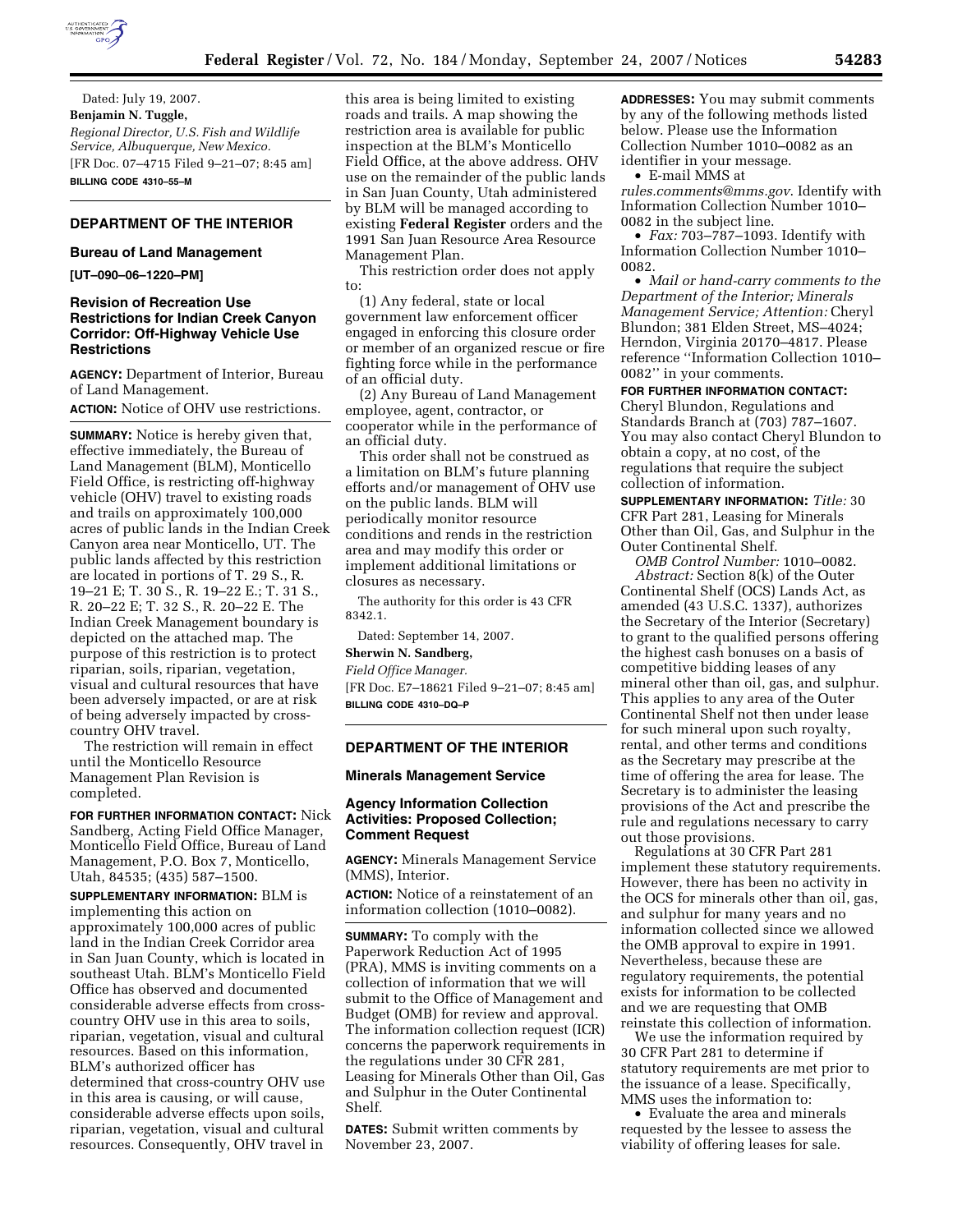Dated: July 19, 2007.

**Benjamin N. Tuggle,**

*Regional Director, U.S. Fish and Wildlife Service, Albuquerque, New Mexico.*

[FR Doc. 07–4715 Filed 9–21–07; 8:45 am]

**BILLING CODE 4310–55–M**

## DEPARTMENT OF THE INTERIOR

### Bureau of Land Management

**[UT–090–06–1220–PM]**

### Revision of Recreation Use Restrictions for Indian Creek Canyon Corridor: Off-Highway Vehicle Use Restrictions

**AGENCY:** Department of Interior, Bureau of Land Management.

**ACTION:** Notice of OHV use restrictions.

**SUMMARY:** Notice is hereby given that, effective immediately, the Bureau of Land Management (BLM), Monticello Field Office, is restricting off-highway vehicle (OHV) travel to existing roads and trails on approximately 100,000 acres of public lands in the Indian Creek Canyon area near Monticello, UT. The public lands affected by this restriction are located in portions of T. 29 S., R. 19–21 E; T. 30 S., R. 19–22 E.; T. 31 S., R. 20–22 E; T. 32 S., R. 20–22 E. The Indian Creek Management boundary is depicted on the attached map. The purpose of this restriction is to protect riparian, soils, riparian, vegetation, visual and cultural resources that have been adversely impacted, or are at risk of being adversely impacted by cross-country OHV travel.

The restriction will remain in effect until the Monticello Resource Management Plan Revision is completed.

**FOR FURTHER INFORMATION CONTACT:** Nick Sandberg, Acting Field Office Manager, Monticello Field Office, Bureau of Land Management, P.O. Box 7, Monticello, Utah, 84535; (435) 587–1500.

**SUPPLEMENTARY INFORMATION:** BLM is implementing this action on approximately 100,000 acres of public land in the Indian Creek Corridor area in San Juan County, which is located in southeast Utah. BLM's Monticello Field Office has observed and documented considerable adverse effects from cross-country OHV use in this area to soils, riparian, vegetation, visual and cultural resources. Based on this information, BLM's authorized officer has determined that cross-country OHV use in this area is causing, or will cause, considerable adverse effects upon soils, riparian, vegetation, visual and cultural resources. Consequently, OHV travel in this area is being limited to existing roads and trails. A map showing the restriction area is available for public inspection at the BLM's Monticello Field Office, at the above address. OHV use on the remainder of the public lands in San Juan County, Utah administered by BLM will be managed according to existing **Federal Register** orders and the 1991 San Juan Resource Area Resource Management Plan.

This restriction order does not apply to:

(1) Any federal, state or local government law enforcement officer engaged in enforcing this closure order or member of an organized rescue or fire fighting force while in the performance of an official duty.

(2) Any Bureau of Land Management employee, agent, contractor, or cooperator while in the performance of an official duty.

This order shall not be construed as a limitation on BLM's future planning efforts and/or management of OHV use on the public lands. BLM will periodically monitor resource conditions and rends in the restriction area and may modify this order or implement additional limitations or closures as necessary.

The authority for this order is 43 CFR 8342.1.

Dated: September 14, 2007.

**Sherwin N. Sandberg,**

*Field Office Manager.*

[FR Doc. E7–18621 Filed 9–21–07; 8:45 am]

**BILLING CODE 4310–DQ–P**

## DEPARTMENT OF THE INTERIOR

### Minerals Management Service

### Agency Information Collection Activities: Proposed Collection; Comment Request

**AGENCY:** Minerals Management Service (MMS), Interior.

**ACTION:** Notice of a reinstatement of an information collection (1010–0082).

**SUMMARY:** To comply with the Paperwork Reduction Act of 1995 (PRA), MMS is inviting comments on a collection of information that we will submit to the Office of Management and Budget (OMB) for review and approval. The information collection request (ICR) concerns the paperwork requirements in the regulations under 30 CFR 281, Leasing for Minerals Other than Oil, Gas and Sulphur in the Outer Continental Shelf.

**DATES:** Submit written comments by November 23, 2007.

**ADDRESSES:** You may submit comments by any of the following methods listed below. Please use the Information Collection Number 1010–0082 as an identifier in your message.

- E-mail MMS at *rules.comments@mms.gov*. Identify with Information Collection Number 1010–0082 in the subject line.
- *Fax:* 703–787–1093. Identify with Information Collection Number 1010–0082.
- *Mail or hand-carry comments to the Department of the Interior; Minerals Management Service; Attention:* Cheryl Blundon; 381 Elden Street, MS–4024; Herndon, Virginia 20170–4817. Please reference ''Information Collection 1010–0082'' in your comments.

**FOR FURTHER INFORMATION CONTACT:** Cheryl Blundon, Regulations and Standards Branch at (703) 787–1607. You may also contact Cheryl Blundon to obtain a copy, at no cost, of the regulations that require the subject collection of information.

**SUPPLEMENTARY INFORMATION:** *Title:* 30 CFR Part 281, Leasing for Minerals Other than Oil, Gas, and Sulphur in the Outer Continental Shelf.

*OMB Control Number:* 1010–0082.

*Abstract:* Section 8(k) of the Outer Continental Shelf (OCS) Lands Act, as amended (43 U.S.C. 1337), authorizes the Secretary of the Interior (Secretary) to grant to the qualified persons offering the highest cash bonuses on a basis of competitive bidding leases of any mineral other than oil, gas, and sulphur. This applies to any area of the Outer Continental Shelf not then under lease for such mineral upon such royalty, rental, and other terms and conditions as the Secretary may prescribe at the time of offering the area for lease. The Secretary is to administer the leasing provisions of the Act and prescribe the rule and regulations necessary to carry out those provisions.

Regulations at 30 CFR Part 281 implement these statutory requirements. However, there has been no activity in the OCS for minerals other than oil, gas, and sulphur for many years and no information collected since we allowed the OMB approval to expire in 1991. Nevertheless, because these are regulatory requirements, the potential exists for information to be collected and we are requesting that OMB reinstate this collection of information.

We use the information required by 30 CFR Part 281 to determine if statutory requirements are met prior to the issuance of a lease. Specifically, MMS uses the information to:

- Evaluate the area and minerals requested by the lessee to assess the viability of offering leases for sale.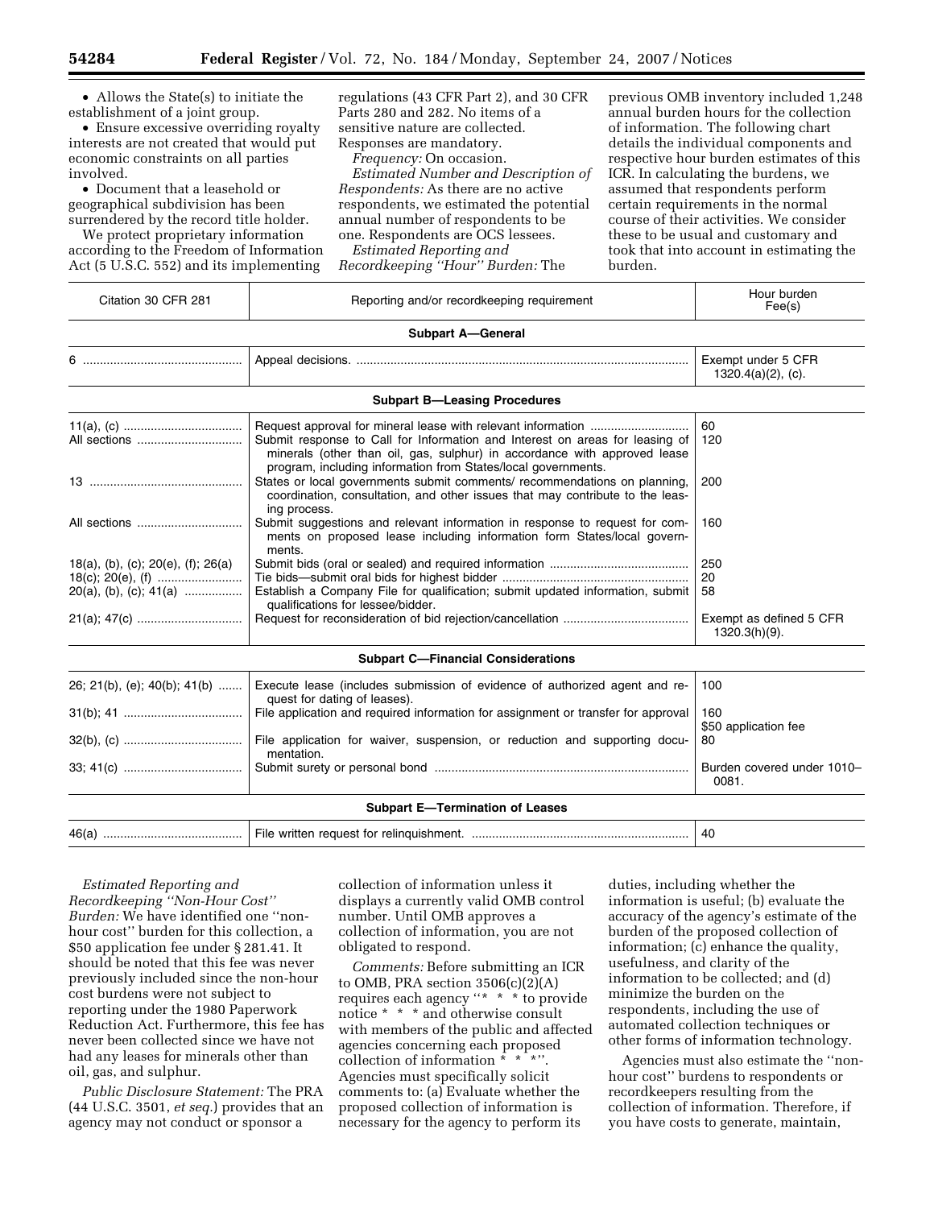- Allows the State(s) to initiate the establishment of a joint group.
- Ensure excessive overriding royalty interests are not created that would put economic constraints on all parties involved.
- Document that a leasehold or geographical subdivision has been surrendered by the record title holder.

We protect proprietary information according to the Freedom of Information Act (5 U.S.C. 552) and its implementing regulations (43 CFR Part 2), and 30 CFR Parts 280 and 282. No items of a sensitive nature are collected. Responses are mandatory.

*Frequency:* On occasion.

*Estimated Number and Description of Respondents:* As there are no active respondents, we estimated the potential annual number of respondents to be one. Respondents are OCS lessees.

*Estimated Reporting and Recordkeeping "Hour" Burden:* The previous OMB inventory included 1,248 annual burden hours for the collection of information. The following chart details the individual components and respective hour burden estimates of this ICR. In calculating the burdens, we assumed that respondents perform certain requirements in the normal course of their activities. We consider these to be usual and customary and took that into account in estimating the burden.

| Citation 30 CFR 281 | Reporting and/or recordkeeping requirement | Hour burden Fee(s) |
|---|---|---|
| | **Subpart A—General** | |
| 6 | Appeal decisions. | Exempt under 5 CFR 1320.4(a)(2), (c). |
| | **Subpart B—Leasing Procedures** | |
| 11(a), (c) | Request approval for mineral lease with relevant information | 60 |
| All sections | Submit response to Call for Information and Interest on areas for leasing of minerals (other than oil, gas, sulphur) in accordance with approved lease program, including information from States/local governments. | 120 |
| 13 | States or local governments submit comments/ recommendations on planning, coordination, consultation, and other issues that may contribute to the leasing process. | 200 |
| All sections | Submit suggestions and relevant information in response to request for comments on proposed lease including information form States/local governments. | 160 |
| 18(a), (b), (c); 20(e), (f); 26(a) | Submit bids (oral or sealed) and required information | 250 |
| 18(c); 20(e), (f) | Tie bids—submit oral bids for highest bidder | 20 |
| 20(a), (b), (c); 41(a) | Establish a Company File for qualification; submit updated information, submit qualifications for lessee/bidder. | 58 |
| 21(a); 47(c) | Request for reconsideration of bid rejection/cancellation | Exempt as defined 5 CFR 1320.3(h)(9). |
| | **Subpart C—Financial Considerations** | |
| 26; 21(b), (e); 40(b); 41(b) | Execute lease (includes submission of evidence of authorized agent and request for dating of leases). | 100 |
| 31(b); 41 | File application and required information for assignment or transfer for approval | 160<br>$50 application fee |
| 32(b), (c) | File application for waiver, suspension, or reduction and supporting documentation. | 80 |
| 33; 41(c) | Submit surety or personal bond | Burden covered under 1010–0081. |
| | **Subpart E—Termination of Leases** | |
| 46(a) | File written request for relinquishment. | 40 |

*Estimated Reporting and Recordkeeping "Non-Hour Cost" Burden:* We have identified one "non-hour cost" burden for this collection, a $50 application fee under § 281.41. It should be noted that this fee was never previously included since the non-hour cost burdens were not subject to reporting under the 1980 Paperwork Reduction Act. Furthermore, this fee has never been collected since we have not had any leases for minerals other than oil, gas, and sulphur.

*Public Disclosure Statement:* The PRA (44 U.S.C. 3501, *et seq.*) provides that an agency may not conduct or sponsor a collection of information unless it displays a currently valid OMB control number. Until OMB approves a collection of information, you are not obligated to respond.

*Comments:* Before submitting an ICR to OMB, PRA section 3506(c)(2)(A) requires each agency "* * * to provide notice * * * and otherwise consult with members of the public and affected agencies concerning each proposed collection of information * * *". Agencies must specifically solicit comments to: (a) Evaluate whether the proposed collection of information is necessary for the agency to perform its duties, including whether the information is useful; (b) evaluate the accuracy of the agency's estimate of the burden of the proposed collection of information; (c) enhance the quality, usefulness, and clarity of the information to be collected; and (d) minimize the burden on the respondents, including the use of automated collection techniques or other forms of information technology.

Agencies must also estimate the "non-hour cost" burdens to respondents or recordkeepers resulting from the collection of information. Therefore, if you have costs to generate, maintain,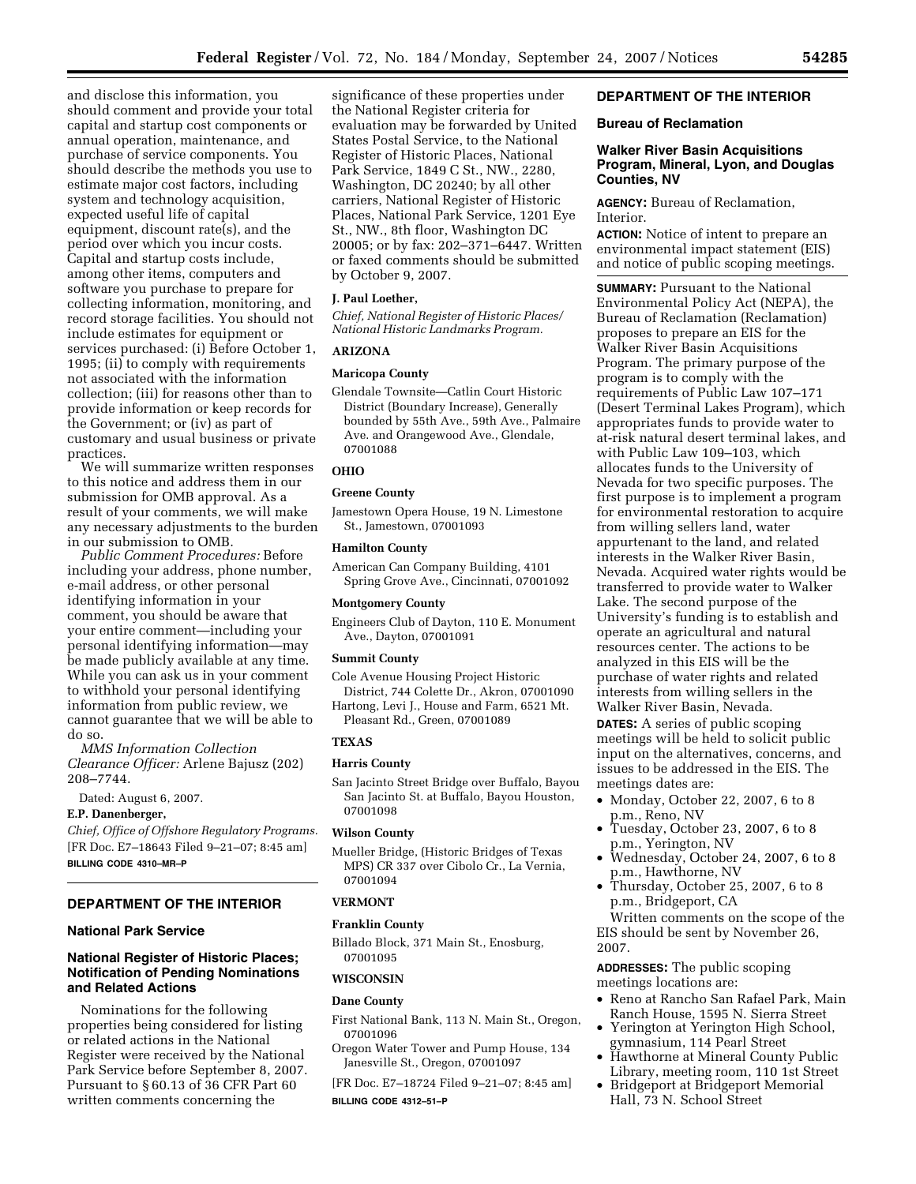and disclose this information, you should comment and provide your total capital and startup cost components or annual operation, maintenance, and purchase of service components. You should describe the methods you use to estimate major cost factors, including system and technology acquisition, expected useful life of capital equipment, discount rate(s), and the period over which you incur costs. Capital and startup costs include, among other items, computers and software you purchase to prepare for collecting information, monitoring, and record storage facilities. You should not include estimates for equipment or services purchased: (i) Before October 1, 1995; (ii) to comply with requirements not associated with the information collection; (iii) for reasons other than to provide information or keep records for the Government; or (iv) as part of customary and usual business or private practices.

We will summarize written responses to this notice and address them in our submission for OMB approval. As a result of your comments, we will make any necessary adjustments to the burden in our submission to OMB.

*Public Comment Procedures:* Before including your address, phone number, e-mail address, or other personal identifying information in your comment, you should be aware that your entire comment—including your personal identifying information—may be made publicly available at any time. While you can ask us in your comment to withhold your personal identifying information from public review, we cannot guarantee that we will be able to do so.

*MMS Information Collection Clearance Officer:* Arlene Bajusz (202) 208–7744.

Dated: August 6, 2007.

**E.P. Danenberger,**

*Chief, Office of Offshore Regulatory Programs.*

[FR Doc. E7–18643 Filed 9–21–07; 8:45 am]

**BILLING CODE 4310–MR–P**

---

## DEPARTMENT OF THE INTERIOR

### National Park Service

### National Register of Historic Places; Notification of Pending Nominations and Related Actions

Nominations for the following properties being considered for listing or related actions in the National Register were received by the National Park Service before September 8, 2007. Pursuant to § 60.13 of 36 CFR Part 60 written comments concerning the significance of these properties under the National Register criteria for evaluation may be forwarded by United States Postal Service, to the National Register of Historic Places, National Park Service, 1849 C St., NW., 2280, Washington, DC 20240; by all other carriers, National Register of Historic Places, National Park Service, 1201 Eye St., NW., 8th floor, Washington DC 20005; or by fax: 202–371–6447. Written or faxed comments should be submitted by October 9, 2007.

**J. Paul Loether,**

*Chief, National Register of Historic Places/ National Historic Landmarks Program.*

**ARIZONA**

**Maricopa County**

Glendale Townsite—Catlin Court Historic District (Boundary Increase), Generally bounded by 55th Ave., 59th Ave., Palmaire Ave. and Orangewood Ave., Glendale, 07001088

**OHIO**

**Greene County**

Jamestown Opera House, 19 N. Limestone St., Jamestown, 07001093

**Hamilton County**

American Can Company Building, 4101 Spring Grove Ave., Cincinnati, 07001092

**Montgomery County**

Engineers Club of Dayton, 110 E. Monument Ave., Dayton, 07001091

**Summit County**

Cole Avenue Housing Project Historic District, 744 Colette Dr., Akron, 07001090

Hartong, Levi J., House and Farm, 6521 Mt. Pleasant Rd., Green, 07001089

**TEXAS**

**Harris County**

San Jacinto Street Bridge over Buffalo, Bayou San Jacinto St. at Buffalo, Bayou Houston, 07001098

**Wilson County**

Mueller Bridge, (Historic Bridges of Texas MPS) CR 337 over Cibolo Cr., La Vernia, 07001094

**VERMONT**

**Franklin County**

Billado Block, 371 Main St., Enosburg, 07001095

**WISCONSIN**

**Dane County**

First National Bank, 113 N. Main St., Oregon, 07001096

Oregon Water Tower and Pump House, 134 Janesville St., Oregon, 07001097

[FR Doc. E7–18724 Filed 9–21–07; 8:45 am]

**BILLING CODE 4312–51–P**

---

## DEPARTMENT OF THE INTERIOR

### Bureau of Reclamation

### Walker River Basin Acquisitions Program, Mineral, Lyon, and Douglas Counties, NV

**AGENCY:** Bureau of Reclamation, Interior.

**ACTION:** Notice of intent to prepare an environmental impact statement (EIS) and notice of public scoping meetings.

**SUMMARY:** Pursuant to the National Environmental Policy Act (NEPA), the Bureau of Reclamation (Reclamation) proposes to prepare an EIS for the Walker River Basin Acquisitions Program. The primary purpose of the program is to comply with the requirements of Public Law 107–171 (Desert Terminal Lakes Program), which appropriates funds to provide water to at-risk natural desert terminal lakes, and with Public Law 109–103, which allocates funds to the University of Nevada for two specific purposes. The first purpose is to implement a program for environmental restoration to acquire from willing sellers land, water appurtenant to the land, and related interests in the Walker River Basin, Nevada. Acquired water rights would be transferred to provide water to Walker Lake. The second purpose of the University's funding is to establish and operate an agricultural and natural resources center. The actions to be analyzed in this EIS will be the purchase of water rights and related interests from willing sellers in the Walker River Basin, Nevada.

**DATES:** A series of public scoping meetings will be held to solicit public input on the alternatives, concerns, and issues to be addressed in the EIS. The meetings dates are:

- Monday, October 22, 2007, 6 to 8 p.m., Reno, NV
- Tuesday, October 23, 2007, 6 to 8 p.m., Yerington, NV
- Wednesday, October 24, 2007, 6 to 8 p.m., Hawthorne, NV
- Thursday, October 25, 2007, 6 to 8 p.m., Bridgeport, CA

Written comments on the scope of the EIS should be sent by November 26, 2007.

**ADDRESSES:** The public scoping meetings locations are:

- Reno at Rancho San Rafael Park, Main Ranch House, 1595 N. Sierra Street
- Yerington at Yerington High School, gymnasium, 114 Pearl Street
- Hawthorne at Mineral County Public Library, meeting room, 110 1st Street
- Bridgeport at Bridgeport Memorial Hall, 73 N. School Street